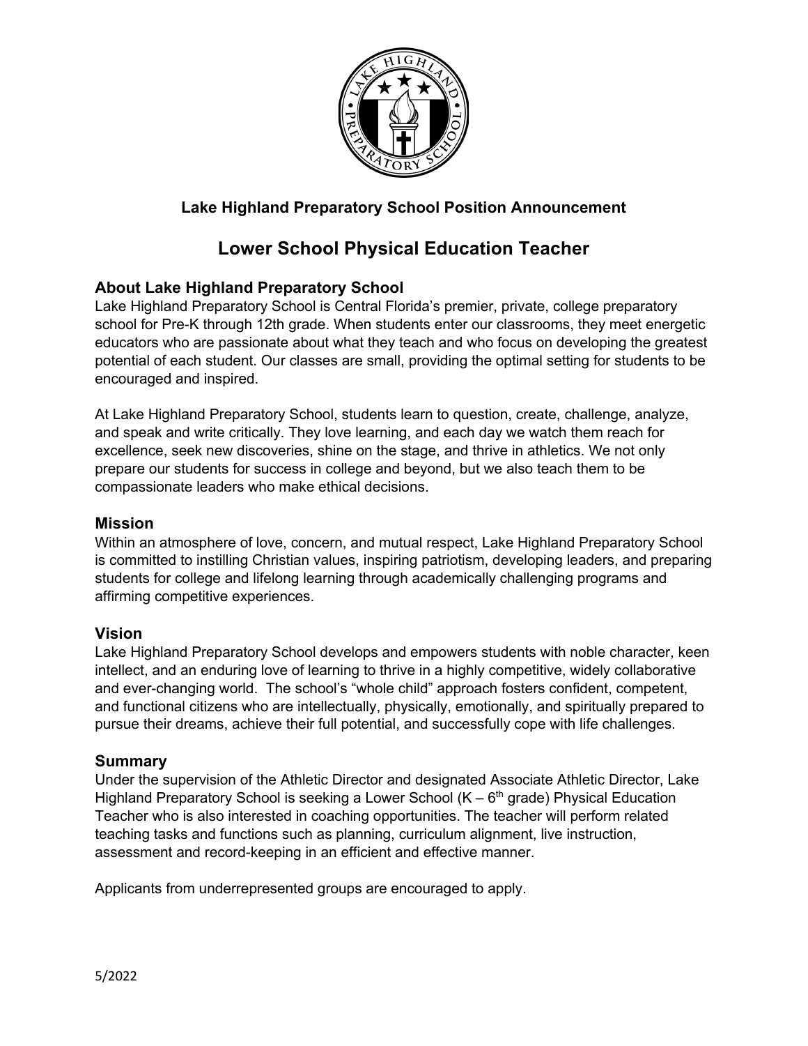### Lake Highland Preparatory School Position Announcement

# Lower School Physical Education Teacher

## About Lake Highland Preparatory School

Lake Highland Preparatory School is Central Florida's premier, private, college preparatory school for Pre-K through 12th grade. When students enter our classrooms, they meet energetic educators who are passionate about what they teach and who focus on developing the greatest potential of each student. Our classes are small, providing the optimal setting for students to be encouraged and inspired.

At Lake Highland Preparatory School, students learn to question, create, challenge, analyze, and speak and write critically. They love learning, and each day we watch them reach for excellence, seek new discoveries, shine on the stage, and thrive in athletics. We not only prepare our students for success in college and beyond, but we also teach them to be compassionate leaders who make ethical decisions.

## Mission

Within an atmosphere of love, concern, and mutual respect, Lake Highland Preparatory School is committed to instilling Christian values, inspiring patriotism, developing leaders, and preparing students for college and lifelong learning through academically challenging programs and affirming competitive experiences.

## Vision

Lake Highland Preparatory School develops and empowers students with noble character, keen intellect, and an enduring love of learning to thrive in a highly competitive, widely collaborative and ever-changing world. The school's "whole child" approach fosters confident, competent, and functional citizens who are intellectually, physically, emotionally, and spiritually prepared to pursue their dreams, achieve their full potential, and successfully cope with life challenges.

## Summary

Under the supervision of the Athletic Director and designated Associate Athletic Director, Lake Highland Preparatory School is seeking a Lower School (K – 6th grade) Physical Education Teacher who is also interested in coaching opportunities. The teacher will perform related teaching tasks and functions such as planning, curriculum alignment, live instruction, assessment and record-keeping in an efficient and effective manner.

Applicants from underrepresented groups are encouraged to apply.

5/2022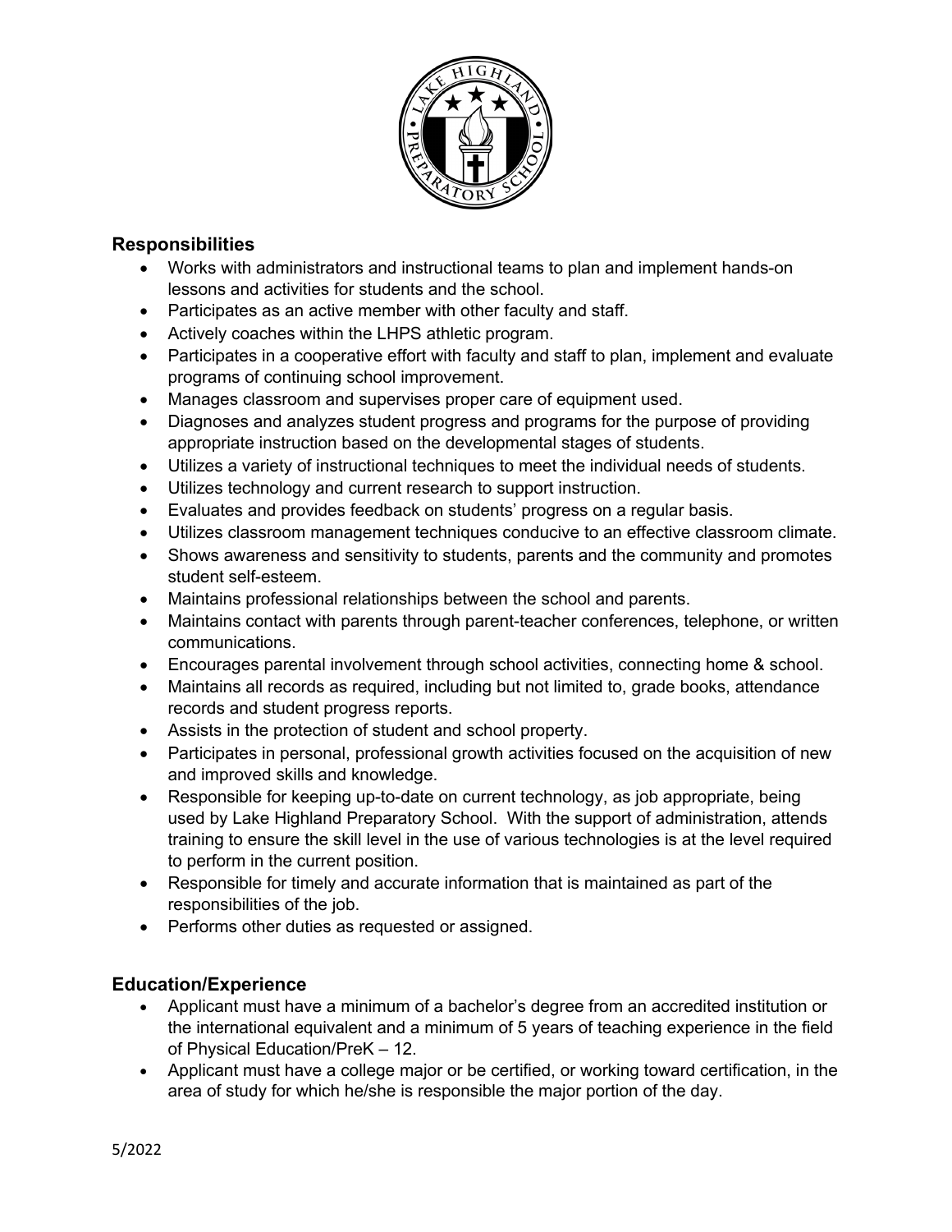## Responsibilities

- Works with administrators and instructional teams to plan and implement hands-on lessons and activities for students and the school.
- Participates as an active member with other faculty and staff.
- Actively coaches within the LHPS athletic program.
- Participates in a cooperative effort with faculty and staff to plan, implement and evaluate programs of continuing school improvement.
- Manages classroom and supervises proper care of equipment used.
- Diagnoses and analyzes student progress and programs for the purpose of providing appropriate instruction based on the developmental stages of students.
- Utilizes a variety of instructional techniques to meet the individual needs of students.
- Utilizes technology and current research to support instruction.
- Evaluates and provides feedback on students' progress on a regular basis.
- Utilizes classroom management techniques conducive to an effective classroom climate.
- Shows awareness and sensitivity to students, parents and the community and promotes student self-esteem.
- Maintains professional relationships between the school and parents.
- Maintains contact with parents through parent-teacher conferences, telephone, or written communications.
- Encourages parental involvement through school activities, connecting home & school.
- Maintains all records as required, including but not limited to, grade books, attendance records and student progress reports.
- Assists in the protection of student and school property.
- Participates in personal, professional growth activities focused on the acquisition of new and improved skills and knowledge.
- Responsible for keeping up-to-date on current technology, as job appropriate, being used by Lake Highland Preparatory School. With the support of administration, attends training to ensure the skill level in the use of various technologies is at the level required to perform in the current position.
- Responsible for timely and accurate information that is maintained as part of the responsibilities of the job.
- Performs other duties as requested or assigned.

## Education/Experience

- Applicant must have a minimum of a bachelor's degree from an accredited institution or the international equivalent and a minimum of 5 years of teaching experience in the field of Physical Education/PreK – 12.
- Applicant must have a college major or be certified, or working toward certification, in the area of study for which he/she is responsible the major portion of the day.

5/2022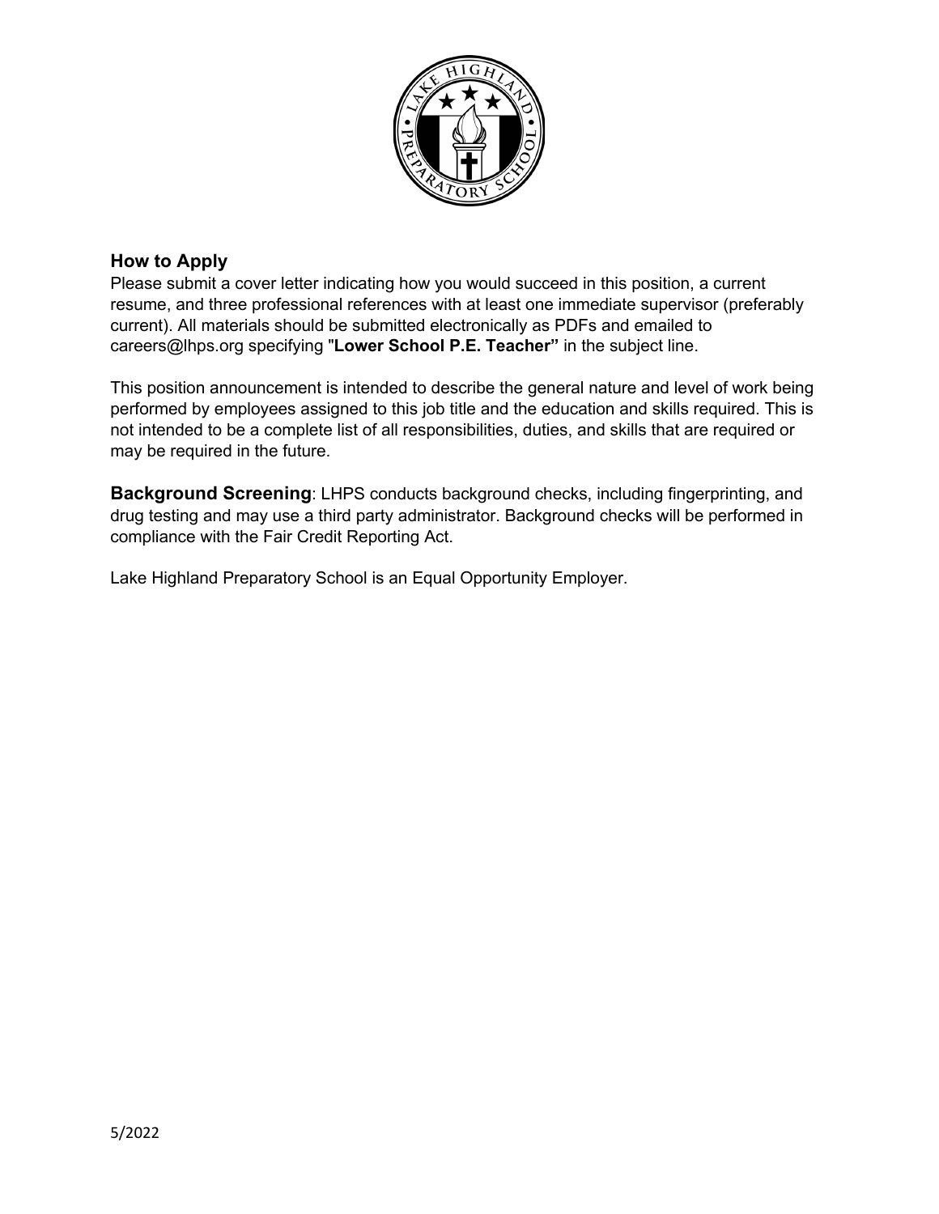## How to Apply

Please submit a cover letter indicating how you would succeed in this position, a current resume, and three professional references with at least one immediate supervisor (preferably current). All materials should be submitted electronically as PDFs and emailed to careers@lhps.org specifying "**Lower School P.E. Teacher"** in the subject line.

This position announcement is intended to describe the general nature and level of work being performed by employees assigned to this job title and the education and skills required. This is not intended to be a complete list of all responsibilities, duties, and skills that are required or may be required in the future.

**Background Screening**: LHPS conducts background checks, including fingerprinting, and drug testing and may use a third party administrator. Background checks will be performed in compliance with the Fair Credit Reporting Act.

Lake Highland Preparatory School is an Equal Opportunity Employer.

5/2022